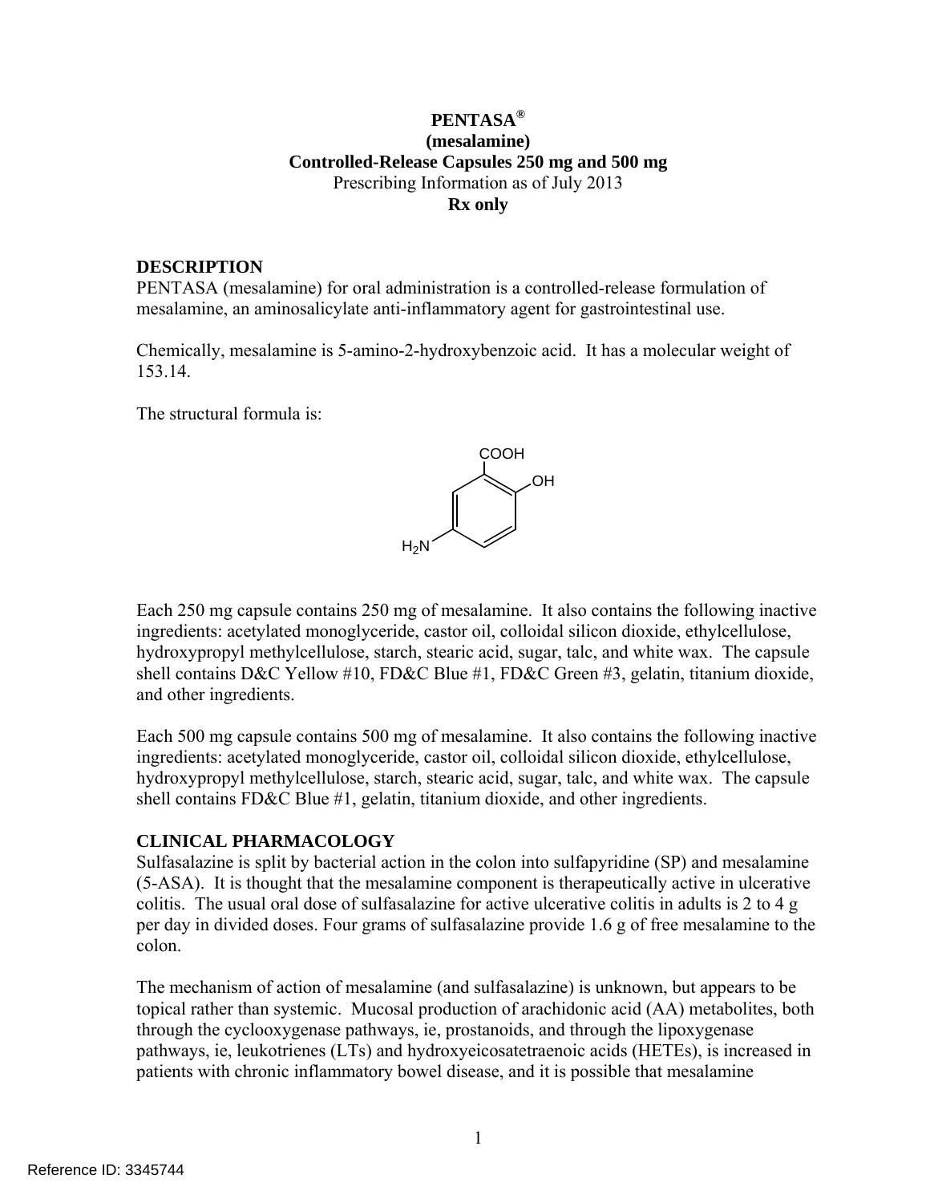# PENTASA®
# (mesalamine)
## Controlled-Release Capsules 250 mg and 500 mg

Prescribing Information as of July 2013

**Rx only**

## DESCRIPTION

PENTASA (mesalamine) for oral administration is a controlled-release formulation of mesalamine, an aminosalicylate anti-inflammatory agent for gastrointestinal use.

Chemically, mesalamine is 5-amino-2-hydroxybenzoic acid. It has a molecular weight of 153.14.

The structural formula is:

COOH

OH

$H_2N$

Each 250 mg capsule contains 250 mg of mesalamine. It also contains the following inactive ingredients: acetylated monoglyceride, castor oil, colloidal silicon dioxide, ethylcellulose, hydroxypropyl methylcellulose, starch, stearic acid, sugar, talc, and white wax. The capsule shell contains D&C Yellow #10, FD&C Blue #1, FD&C Green #3, gelatin, titanium dioxide, and other ingredients.

Each 500 mg capsule contains 500 mg of mesalamine. It also contains the following inactive ingredients: acetylated monoglyceride, castor oil, colloidal silicon dioxide, ethylcellulose, hydroxypropyl methylcellulose, starch, stearic acid, sugar, talc, and white wax. The capsule shell contains FD&C Blue #1, gelatin, titanium dioxide, and other ingredients.

## CLINICAL PHARMACOLOGY

Sulfasalazine is split by bacterial action in the colon into sulfapyridine (SP) and mesalamine (5-ASA). It is thought that the mesalamine component is therapeutically active in ulcerative colitis. The usual oral dose of sulfasalazine for active ulcerative colitis in adults is 2 to 4 g per day in divided doses. Four grams of sulfasalazine provide 1.6 g of free mesalamine to the colon.

The mechanism of action of mesalamine (and sulfasalazine) is unknown, but appears to be topical rather than systemic. Mucosal production of arachidonic acid (AA) metabolites, both through the cyclooxygenase pathways, ie, prostanoids, and through the lipoxygenase pathways, ie, leukotrienes (LTs) and hydroxyeicosatetraenoic acids (HETEs), is increased in patients with chronic inflammatory bowel disease, and it is possible that mesalamine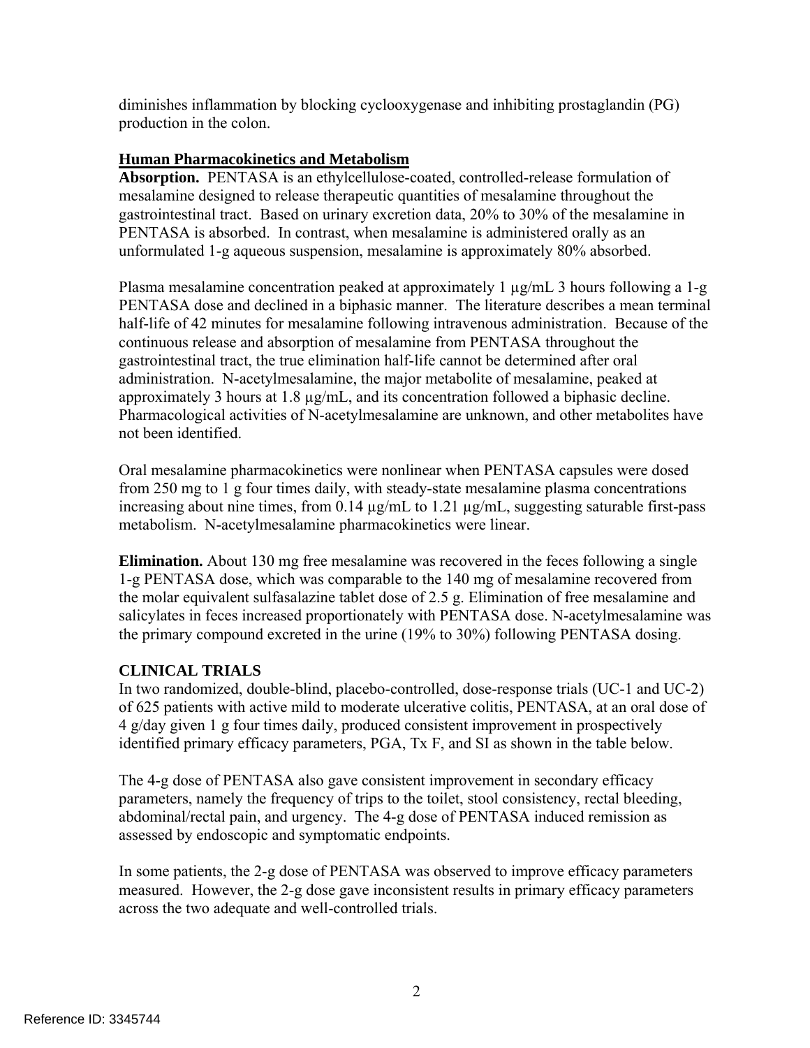diminishes inflammation by blocking cyclooxygenase and inhibiting prostaglandin (PG) production in the colon.

## Human Pharmacokinetics and Metabolism

**Absorption.** PENTASA is an ethylcellulose-coated, controlled-release formulation of mesalamine designed to release therapeutic quantities of mesalamine throughout the gastrointestinal tract. Based on urinary excretion data, 20% to 30% of the mesalamine in PENTASA is absorbed. In contrast, when mesalamine is administered orally as an unformulated 1-g aqueous suspension, mesalamine is approximately 80% absorbed.

Plasma mesalamine concentration peaked at approximately 1 µg/mL 3 hours following a 1-g PENTASA dose and declined in a biphasic manner. The literature describes a mean terminal half-life of 42 minutes for mesalamine following intravenous administration. Because of the continuous release and absorption of mesalamine from PENTASA throughout the gastrointestinal tract, the true elimination half-life cannot be determined after oral administration. N-acetylmesalamine, the major metabolite of mesalamine, peaked at approximately 3 hours at 1.8 µg/mL, and its concentration followed a biphasic decline. Pharmacological activities of N-acetylmesalamine are unknown, and other metabolites have not been identified.

Oral mesalamine pharmacokinetics were nonlinear when PENTASA capsules were dosed from 250 mg to 1 g four times daily, with steady-state mesalamine plasma concentrations increasing about nine times, from 0.14 µg/mL to 1.21 µg/mL, suggesting saturable first-pass metabolism. N-acetylmesalamine pharmacokinetics were linear.

**Elimination.** About 130 mg free mesalamine was recovered in the feces following a single 1-g PENTASA dose, which was comparable to the 140 mg of mesalamine recovered from the molar equivalent sulfasalazine tablet dose of 2.5 g. Elimination of free mesalamine and salicylates in feces increased proportionately with PENTASA dose. N-acetylmesalamine was the primary compound excreted in the urine (19% to 30%) following PENTASA dosing.

## CLINICAL TRIALS

In two randomized, double-blind, placebo-controlled, dose-response trials (UC-1 and UC-2) of 625 patients with active mild to moderate ulcerative colitis, PENTASA, at an oral dose of 4 g/day given 1 g four times daily, produced consistent improvement in prospectively identified primary efficacy parameters, PGA, Tx F, and SI as shown in the table below.

The 4-g dose of PENTASA also gave consistent improvement in secondary efficacy parameters, namely the frequency of trips to the toilet, stool consistency, rectal bleeding, abdominal/rectal pain, and urgency. The 4-g dose of PENTASA induced remission as assessed by endoscopic and symptomatic endpoints.

In some patients, the 2-g dose of PENTASA was observed to improve efficacy parameters measured. However, the 2-g dose gave inconsistent results in primary efficacy parameters across the two adequate and well-controlled trials.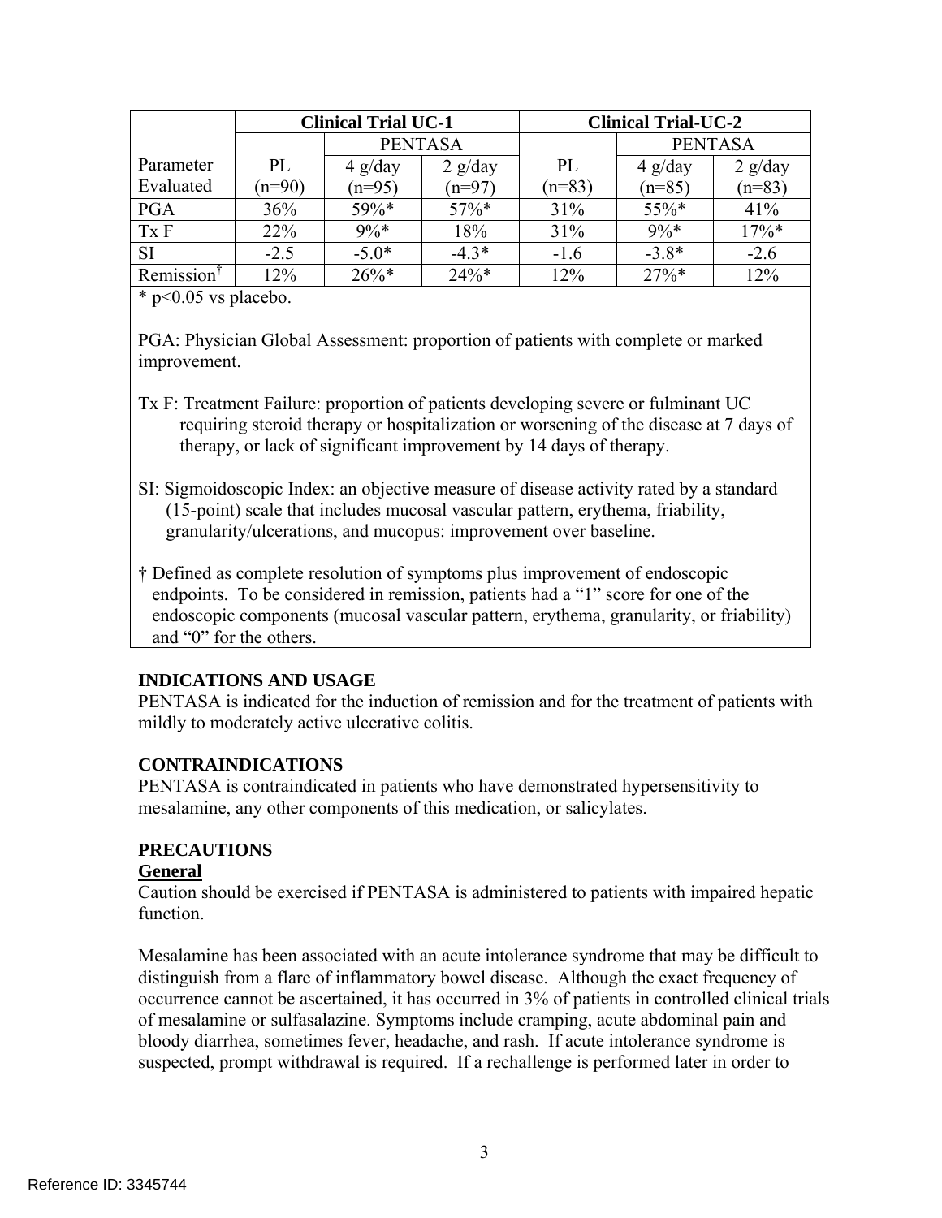| | Clinical Trial UC-1 | | | Clinical Trial-UC-2 | | |
|---|---|---|---|---|---|---|
| | | PENTASA | | | PENTASA | |
| Parameter Evaluated | PL (n=90) | 4 g/day (n=95) | 2 g/day (n=97) | PL (n=83) | 4 g/day (n=85) | 2 g/day (n=83) |
| PGA | 36% | 59%* | 57%* | 31% | 55%* | 41% |
| Tx F | 22% | 9%* | 18% | 31% | 9%* | 17%* |
| SI | -2.5 | -5.0* | -4.3* | -1.6 | -3.8* | -2.6 |
| Remission† | 12% | 26%* | 24%* | 12% | 27%* | 12% |

* $p<0.05$ vs placebo.

PGA: Physician Global Assessment: proportion of patients with complete or marked improvement.

Tx F: Treatment Failure: proportion of patients developing severe or fulminant UC requiring steroid therapy or hospitalization or worsening of the disease at 7 days of therapy, or lack of significant improvement by 14 days of therapy.

SI: Sigmoidoscopic Index: an objective measure of disease activity rated by a standard (15-point) scale that includes mucosal vascular pattern, erythema, friability, granularity/ulcerations, and mucopus: improvement over baseline.

† Defined as complete resolution of symptoms plus improvement of endoscopic endpoints. To be considered in remission, patients had a "1" score for one of the endoscopic components (mucosal vascular pattern, erythema, granularity, or friability) and "0" for the others.

## INDICATIONS AND USAGE

PENTASA is indicated for the induction of remission and for the treatment of patients with mildly to moderately active ulcerative colitis.

## CONTRAINDICATIONS

PENTASA is contraindicated in patients who have demonstrated hypersensitivity to mesalamine, any other components of this medication, or salicylates.

## PRECAUTIONS

### General

Caution should be exercised if PENTASA is administered to patients with impaired hepatic function.

Mesalamine has been associated with an acute intolerance syndrome that may be difficult to distinguish from a flare of inflammatory bowel disease. Although the exact frequency of occurrence cannot be ascertained, it has occurred in 3% of patients in controlled clinical trials of mesalamine or sulfasalazine. Symptoms include cramping, acute abdominal pain and bloody diarrhea, sometimes fever, headache, and rash. If acute intolerance syndrome is suspected, prompt withdrawal is required. If a rechallenge is performed later in order to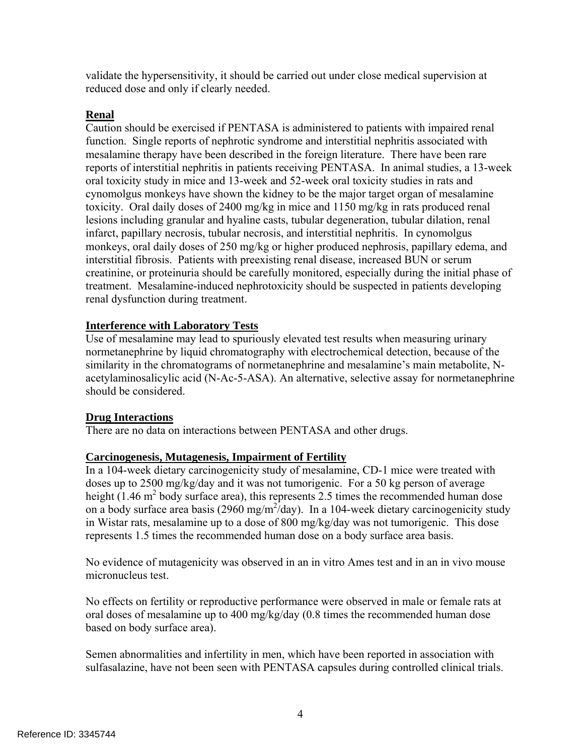validate the hypersensitivity, it should be carried out under close medical supervision at reduced dose and only if clearly needed.

**Renal**

Caution should be exercised if PENTASA is administered to patients with impaired renal function. Single reports of nephrotic syndrome and interstitial nephritis associated with mesalamine therapy have been described in the foreign literature. There have been rare reports of interstitial nephritis in patients receiving PENTASA. In animal studies, a 13-week oral toxicity study in mice and 13-week and 52-week oral toxicity studies in rats and cynomolgus monkeys have shown the kidney to be the major target organ of mesalamine toxicity. Oral daily doses of 2400 mg/kg in mice and 1150 mg/kg in rats produced renal lesions including granular and hyaline casts, tubular degeneration, tubular dilation, renal infarct, papillary necrosis, tubular necrosis, and interstitial nephritis. In cynomolgus monkeys, oral daily doses of 250 mg/kg or higher produced nephrosis, papillary edema, and interstitial fibrosis. Patients with preexisting renal disease, increased BUN or serum creatinine, or proteinuria should be carefully monitored, especially during the initial phase of treatment. Mesalamine-induced nephrotoxicity should be suspected in patients developing renal dysfunction during treatment.

**Interference with Laboratory Tests**

Use of mesalamine may lead to spuriously elevated test results when measuring urinary normetanephrine by liquid chromatography with electrochemical detection, because of the similarity in the chromatograms of normetanephrine and mesalamine's main metabolite, N-acetylaminosalicylic acid (N-Ac-5-ASA). An alternative, selective assay for normetanephrine should be considered.

**Drug Interactions**

There are no data on interactions between PENTASA and other drugs.

**Carcinogenesis, Mutagenesis, Impairment of Fertility**

In a 104-week dietary carcinogenicity study of mesalamine, CD-1 mice were treated with doses up to 2500 mg/kg/day and it was not tumorigenic. For a 50 kg person of average height (1.46 $m^2$ body surface area), this represents 2.5 times the recommended human dose on a body surface area basis (2960 $mg/m^2$/day). In a 104-week dietary carcinogenicity study in Wistar rats, mesalamine up to a dose of 800 mg/kg/day was not tumorigenic. This dose represents 1.5 times the recommended human dose on a body surface area basis.

No evidence of mutagenicity was observed in an in vitro Ames test and in an in vivo mouse micronucleus test.

No effects on fertility or reproductive performance were observed in male or female rats at oral doses of mesalamine up to 400 mg/kg/day (0.8 times the recommended human dose based on body surface area).

Semen abnormalities and infertility in men, which have been reported in association with sulfasalazine, have not been seen with PENTASA capsules during controlled clinical trials.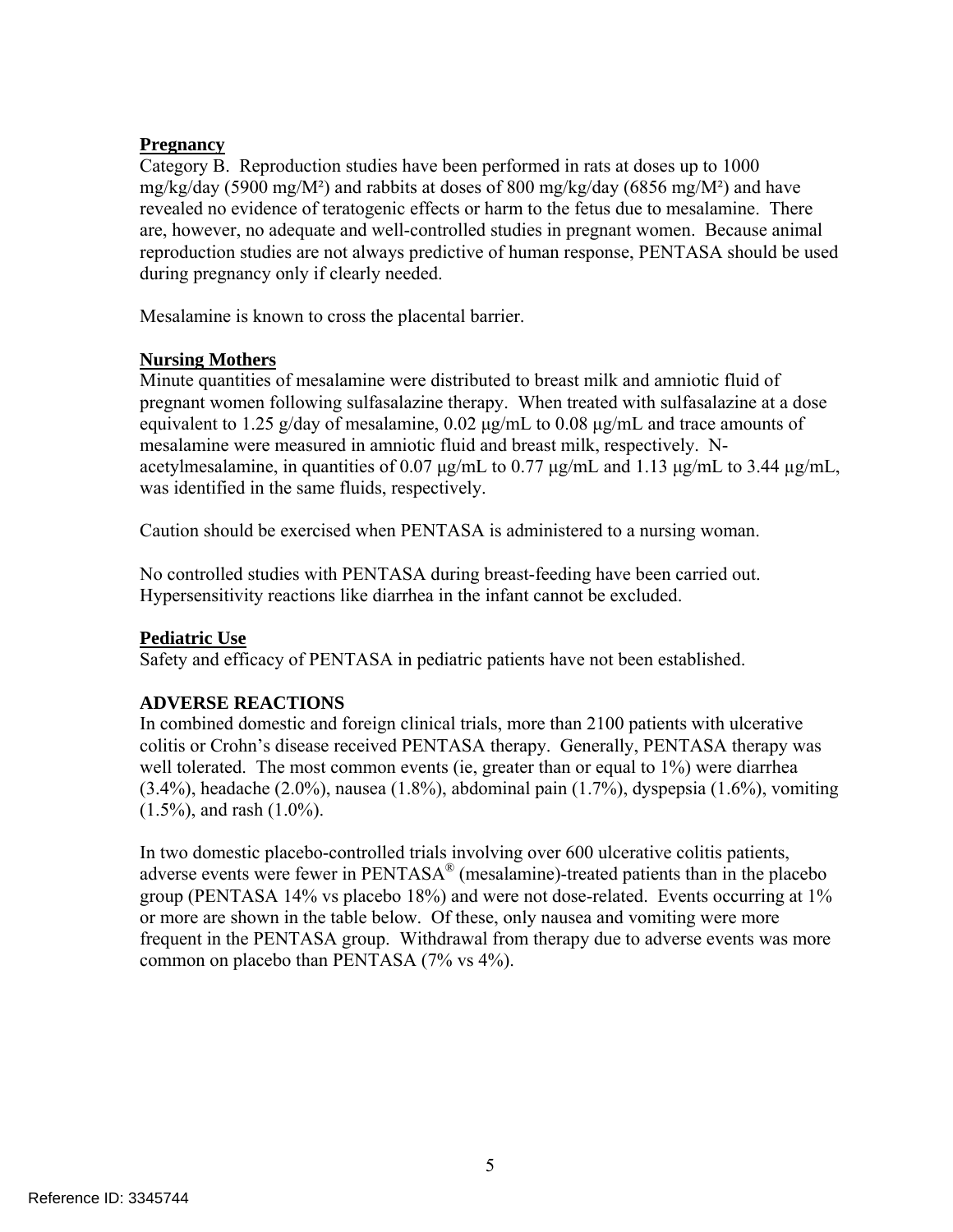## Pregnancy

Category B. Reproduction studies have been performed in rats at doses up to 1000 mg/kg/day (5900 mg/M²) and rabbits at doses of 800 mg/kg/day (6856 mg/M²) and have revealed no evidence of teratogenic effects or harm to the fetus due to mesalamine. There are, however, no adequate and well-controlled studies in pregnant women. Because animal reproduction studies are not always predictive of human response, PENTASA should be used during pregnancy only if clearly needed.

Mesalamine is known to cross the placental barrier.

## Nursing Mothers

Minute quantities of mesalamine were distributed to breast milk and amniotic fluid of pregnant women following sulfasalazine therapy. When treated with sulfasalazine at a dose equivalent to 1.25 g/day of mesalamine, 0.02 µg/mL to 0.08 µg/mL and trace amounts of mesalamine were measured in amniotic fluid and breast milk, respectively. N-acetylmesalamine, in quantities of 0.07 µg/mL to 0.77 µg/mL and 1.13 µg/mL to 3.44 µg/mL, was identified in the same fluids, respectively.

Caution should be exercised when PENTASA is administered to a nursing woman.

No controlled studies with PENTASA during breast-feeding have been carried out. Hypersensitivity reactions like diarrhea in the infant cannot be excluded.

## Pediatric Use

Safety and efficacy of PENTASA in pediatric patients have not been established.

# ADVERSE REACTIONS

In combined domestic and foreign clinical trials, more than 2100 patients with ulcerative colitis or Crohn's disease received PENTASA therapy. Generally, PENTASA therapy was well tolerated. The most common events (ie, greater than or equal to 1%) were diarrhea (3.4%), headache (2.0%), nausea (1.8%), abdominal pain (1.7%), dyspepsia (1.6%), vomiting (1.5%), and rash (1.0%).

In two domestic placebo-controlled trials involving over 600 ulcerative colitis patients, adverse events were fewer in PENTASA® (mesalamine)-treated patients than in the placebo group (PENTASA 14% vs placebo 18%) and were not dose-related. Events occurring at 1% or more are shown in the table below. Of these, only nausea and vomiting were more frequent in the PENTASA group. Withdrawal from therapy due to adverse events was more common on placebo than PENTASA (7% vs 4%).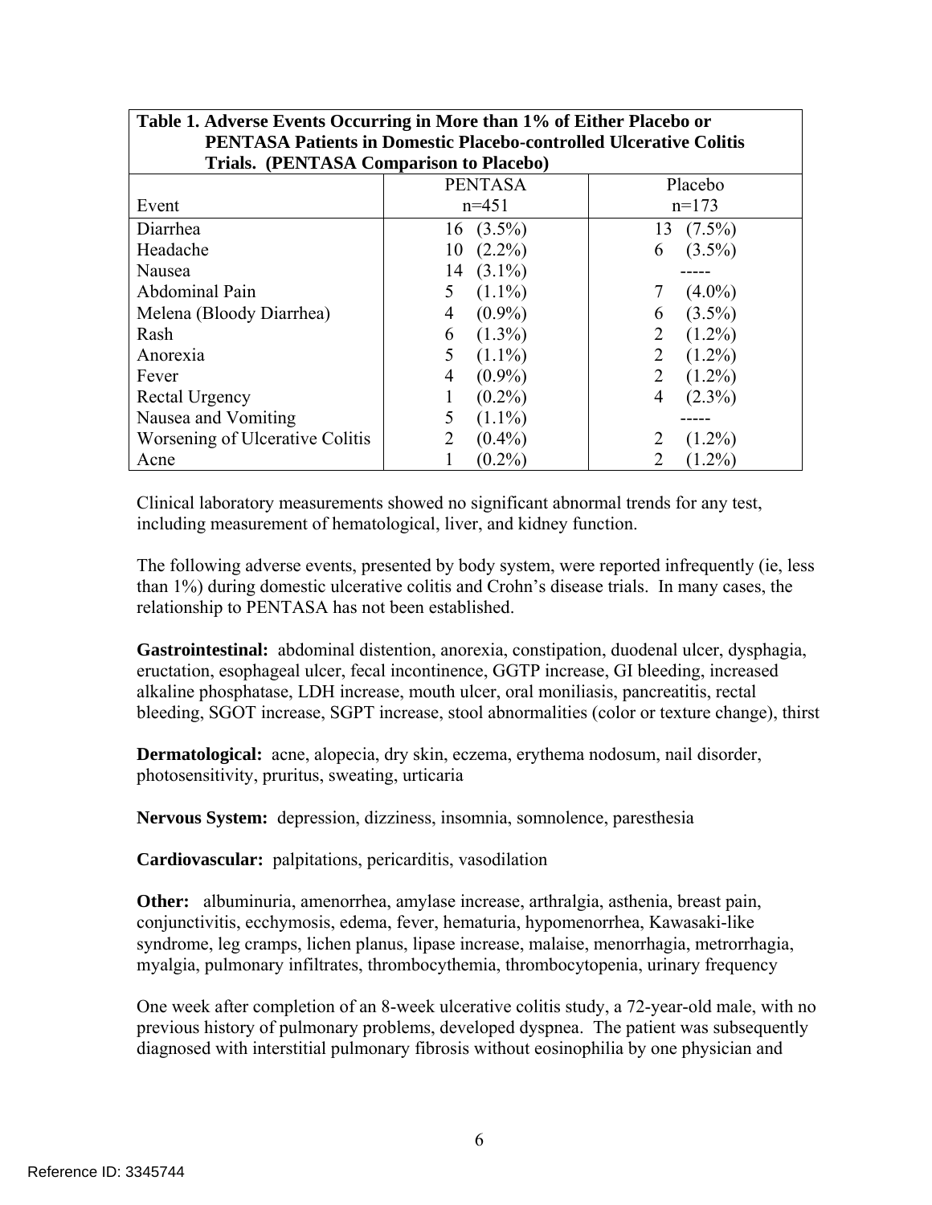**Table 1. Adverse Events Occurring in More than 1% of Either Placebo or PENTASA Patients in Domestic Placebo-controlled Ulcerative Colitis Trials. (PENTASA Comparison to Placebo)**

| Event | PENTASA n=451 | Placebo n=173 |
|---|---|---|
| Diarrhea | 16 (3.5%) | 13 (7.5%) |
| Headache | 10 (2.2%) | 6 (3.5%) |
| Nausea | 14 (3.1%) | ----- |
| Abdominal Pain | 5 (1.1%) | 7 (4.0%) |
| Melena (Bloody Diarrhea) | 4 (0.9%) | 6 (3.5%) |
| Rash | 6 (1.3%) | 2 (1.2%) |
| Anorexia | 5 (1.1%) | 2 (1.2%) |
| Fever | 4 (0.9%) | 2 (1.2%) |
| Rectal Urgency | 1 (0.2%) | 4 (2.3%) |
| Nausea and Vomiting | 5 (1.1%) | ----- |
| Worsening of Ulcerative Colitis | 2 (0.4%) | 2 (1.2%) |
| Acne | 1 (0.2%) | 2 (1.2%) |

Clinical laboratory measurements showed no significant abnormal trends for any test, including measurement of hematological, liver, and kidney function.

The following adverse events, presented by body system, were reported infrequently (ie, less than 1%) during domestic ulcerative colitis and Crohn's disease trials. In many cases, the relationship to PENTASA has not been established.

**Gastrointestinal:** abdominal distention, anorexia, constipation, duodenal ulcer, dysphagia, eructation, esophageal ulcer, fecal incontinence, GGTP increase, GI bleeding, increased alkaline phosphatase, LDH increase, mouth ulcer, oral moniliasis, pancreatitis, rectal bleeding, SGOT increase, SGPT increase, stool abnormalities (color or texture change), thirst

**Dermatological:** acne, alopecia, dry skin, eczema, erythema nodosum, nail disorder, photosensitivity, pruritus, sweating, urticaria

**Nervous System:** depression, dizziness, insomnia, somnolence, paresthesia

**Cardiovascular:** palpitations, pericarditis, vasodilation

**Other:** albuminuria, amenorrhea, amylase increase, arthralgia, asthenia, breast pain, conjunctivitis, ecchymosis, edema, fever, hematuria, hypomenorrhea, Kawasaki-like syndrome, leg cramps, lichen planus, lipase increase, malaise, menorrhagia, metrorrhagia, myalgia, pulmonary infiltrates, thrombocythemia, thrombocytopenia, urinary frequency

One week after completion of an 8-week ulcerative colitis study, a 72-year-old male, with no previous history of pulmonary problems, developed dyspnea. The patient was subsequently diagnosed with interstitial pulmonary fibrosis without eosinophilia by one physician and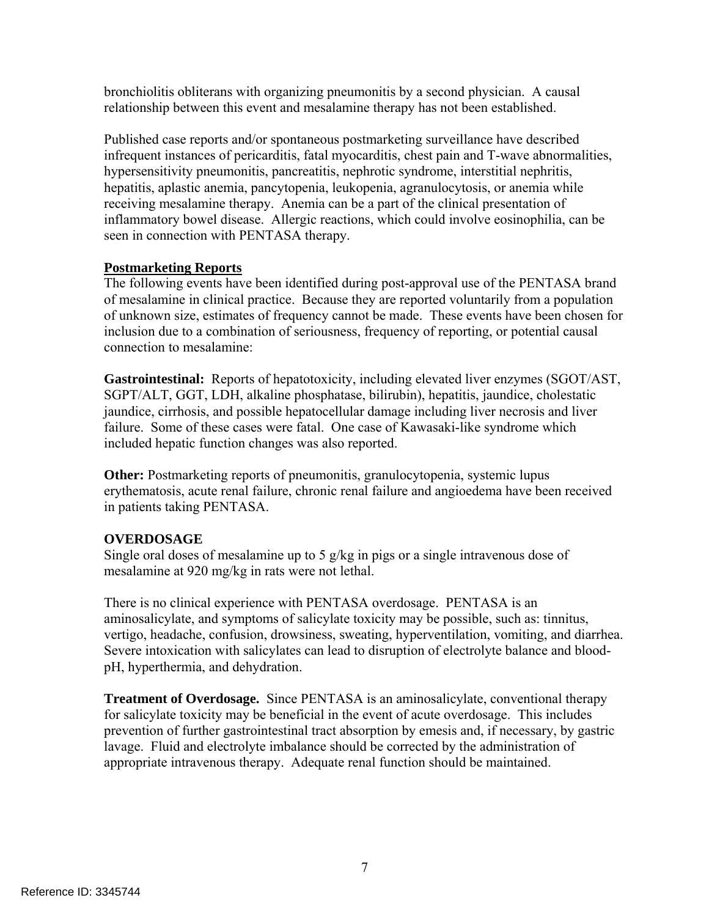bronchiolitis obliterans with organizing pneumonitis by a second physician. A causal relationship between this event and mesalamine therapy has not been established.

Published case reports and/or spontaneous postmarketing surveillance have described infrequent instances of pericarditis, fatal myocarditis, chest pain and T-wave abnormalities, hypersensitivity pneumonitis, pancreatitis, nephrotic syndrome, interstitial nephritis, hepatitis, aplastic anemia, pancytopenia, leukopenia, agranulocytosis, or anemia while receiving mesalamine therapy. Anemia can be a part of the clinical presentation of inflammatory bowel disease. Allergic reactions, which could involve eosinophilia, can be seen in connection with PENTASA therapy.

**Postmarketing Reports**

The following events have been identified during post-approval use of the PENTASA brand of mesalamine in clinical practice. Because they are reported voluntarily from a population of unknown size, estimates of frequency cannot be made. These events have been chosen for inclusion due to a combination of seriousness, frequency of reporting, or potential causal connection to mesalamine:

**Gastrointestinal:** Reports of hepatotoxicity, including elevated liver enzymes (SGOT/AST, SGPT/ALT, GGT, LDH, alkaline phosphatase, bilirubin), hepatitis, jaundice, cholestatic jaundice, cirrhosis, and possible hepatocellular damage including liver necrosis and liver failure. Some of these cases were fatal. One case of Kawasaki-like syndrome which included hepatic function changes was also reported.

**Other:** Postmarketing reports of pneumonitis, granulocytopenia, systemic lupus erythematosis, acute renal failure, chronic renal failure and angioedema have been received in patients taking PENTASA.

## OVERDOSAGE

Single oral doses of mesalamine up to 5 g/kg in pigs or a single intravenous dose of mesalamine at 920 mg/kg in rats were not lethal.

There is no clinical experience with PENTASA overdosage. PENTASA is an aminosalicylate, and symptoms of salicylate toxicity may be possible, such as: tinnitus, vertigo, headache, confusion, drowsiness, sweating, hyperventilation, vomiting, and diarrhea. Severe intoxication with salicylates can lead to disruption of electrolyte balance and blood-pH, hyperthermia, and dehydration.

**Treatment of Overdosage.** Since PENTASA is an aminosalicylate, conventional therapy for salicylate toxicity may be beneficial in the event of acute overdosage. This includes prevention of further gastrointestinal tract absorption by emesis and, if necessary, by gastric lavage. Fluid and electrolyte imbalance should be corrected by the administration of appropriate intravenous therapy. Adequate renal function should be maintained.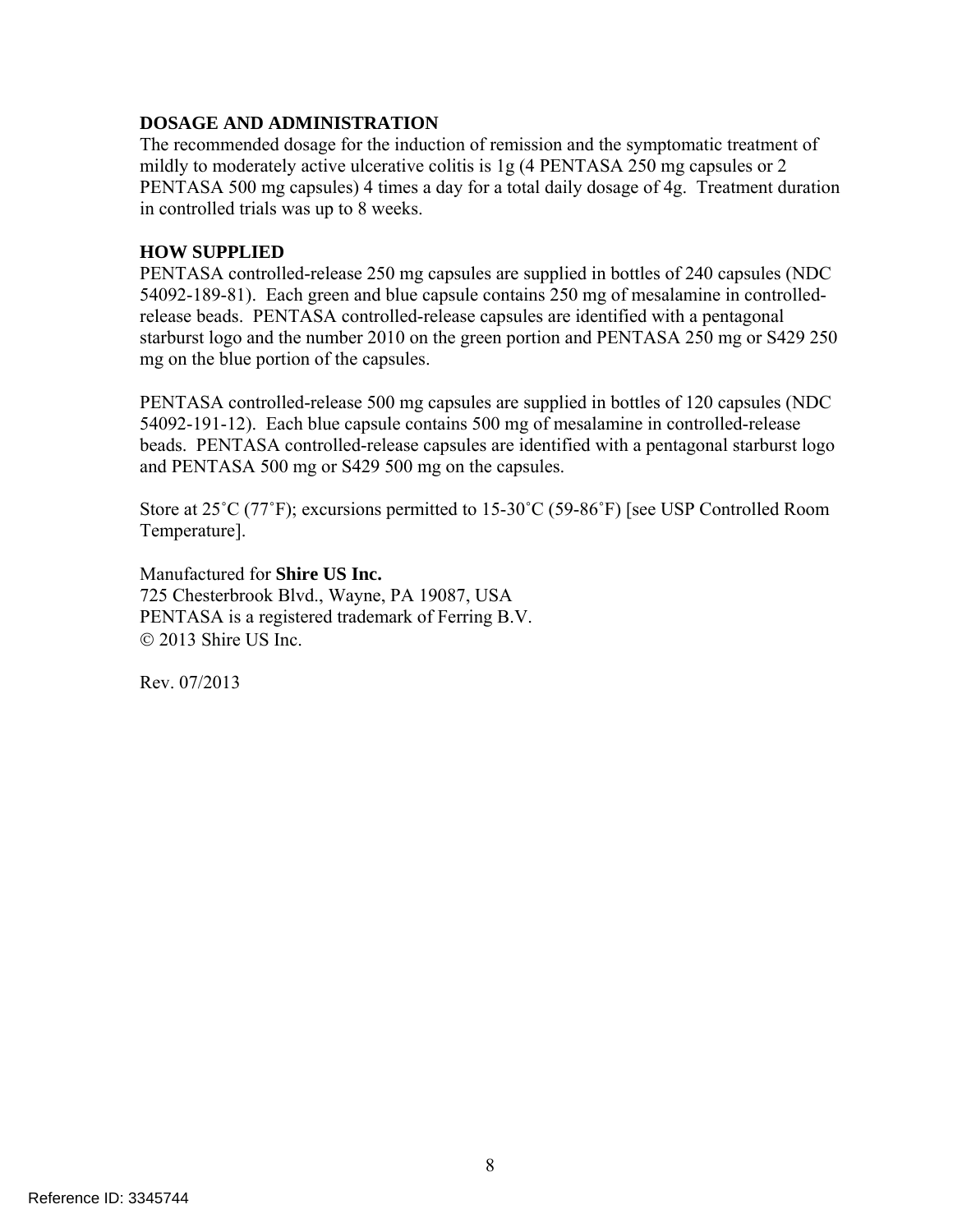## DOSAGE AND ADMINISTRATION

The recommended dosage for the induction of remission and the symptomatic treatment of mildly to moderately active ulcerative colitis is 1g (4 PENTASA 250 mg capsules or 2 PENTASA 500 mg capsules) 4 times a day for a total daily dosage of 4g. Treatment duration in controlled trials was up to 8 weeks.

## HOW SUPPLIED

PENTASA controlled-release 250 mg capsules are supplied in bottles of 240 capsules (NDC 54092-189-81). Each green and blue capsule contains 250 mg of mesalamine in controlled-release beads. PENTASA controlled-release capsules are identified with a pentagonal starburst logo and the number 2010 on the green portion and PENTASA 250 mg or S429 250 mg on the blue portion of the capsules.

PENTASA controlled-release 500 mg capsules are supplied in bottles of 120 capsules (NDC 54092-191-12). Each blue capsule contains 500 mg of mesalamine in controlled-release beads. PENTASA controlled-release capsules are identified with a pentagonal starburst logo and PENTASA 500 mg or S429 500 mg on the capsules.

Store at 25˚C (77˚F); excursions permitted to 15-30˚C (59-86˚F) [see USP Controlled Room Temperature].

Manufactured for **Shire US Inc.**
725 Chesterbrook Blvd., Wayne, PA 19087, USA
PENTASA is a registered trademark of Ferring B.V.
© 2013 Shire US Inc.

Rev. 07/2013

Reference ID: 3345744